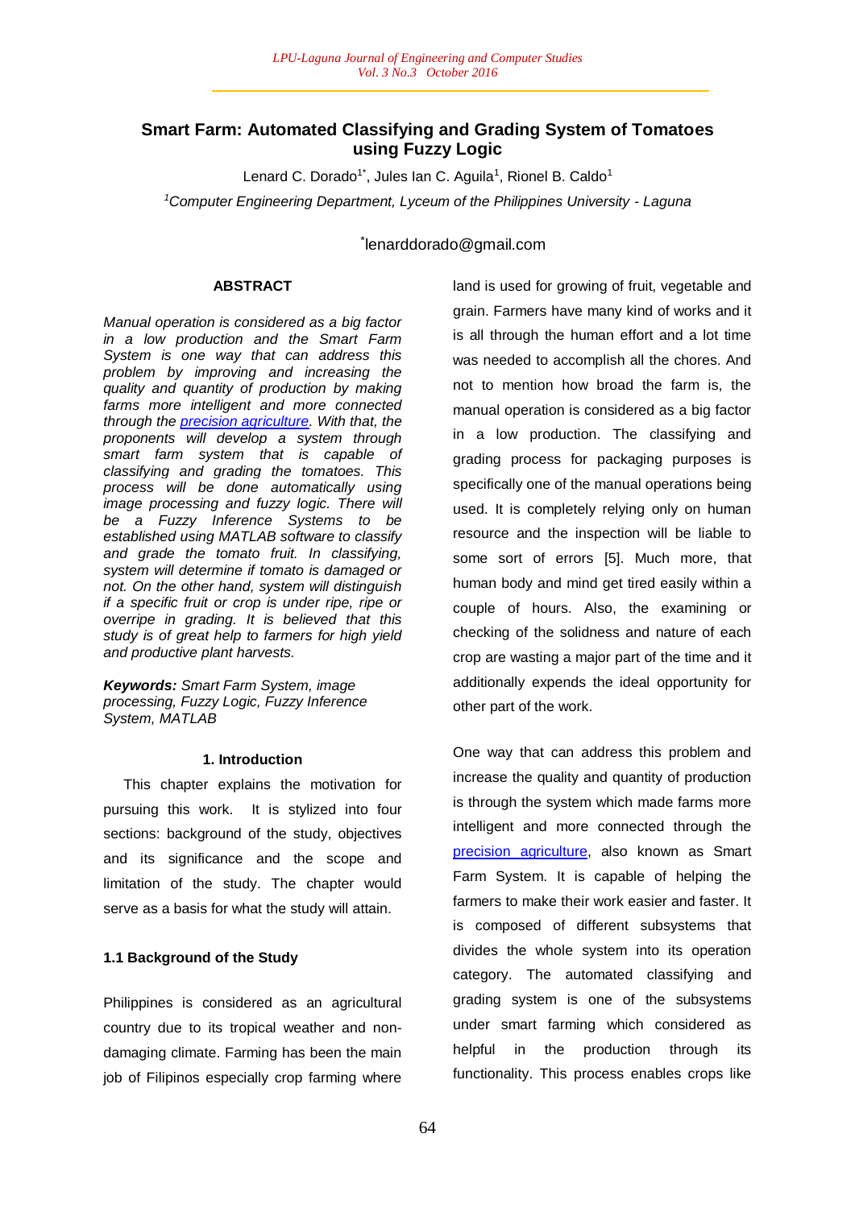# Smart Farm: Automated Classifying and Grading System of Tomatoes using Fuzzy Logic

Lenard C. Dorado[1*], Jules Ian C. Aguila[1], Rionel B. Caldo[1]

[1]*Computer Engineering Department, Lyceum of the Philippines University - Laguna*

[*]lenarddorado@gmail.com

### ABSTRACT

*Manual operation is considered as a big factor in a low production and the Smart Farm System is one way that can address this problem by improving and increasing the quality and quantity of production by making farms more intelligent and more connected through the precision agriculture. With that, the proponents will develop a system through smart farm system that is capable of classifying and grading the tomatoes. This process will be done automatically using image processing and fuzzy logic. There will be a Fuzzy Inference Systems to be established using MATLAB software to classify and grade the tomato fruit. In classifying, system will determine if tomato is damaged or not. On the other hand, system will distinguish if a specific fruit or crop is under ripe, ripe or overripe in grading. It is believed that this study is of great help to farmers for high yield and productive plant harvests.*

***Keywords:*** *Smart Farm System, image processing, Fuzzy Logic, Fuzzy Inference System, MATLAB*

## 1. Introduction

This chapter explains the motivation for pursuing this work. It is stylized into four sections: background of the study, objectives and its significance and the scope and limitation of the study. The chapter would serve as a basis for what the study will attain.

### 1.1 Background of the Study

Philippines is considered as an agricultural country due to its tropical weather and non-damaging climate. Farming has been the main job of Filipinos especially crop farming where land is used for growing of fruit, vegetable and grain. Farmers have many kind of works and it is all through the human effort and a lot time was needed to accomplish all the chores. And not to mention how broad the farm is, the manual operation is considered as a big factor in a low production. The classifying and grading process for packaging purposes is specifically one of the manual operations being used. It is completely relying only on human resource and the inspection will be liable to some sort of errors [5]. Much more, that human body and mind get tired easily within a couple of hours. Also, the examining or checking of the solidness and nature of each crop are wasting a major part of the time and it additionally expends the ideal opportunity for other part of the work.

One way that can address this problem and increase the quality and quantity of production is through the system which made farms more intelligent and more connected through the precision agriculture, also known as Smart Farm System. It is capable of helping the farmers to make their work easier and faster. It is composed of different subsystems that divides the whole system into its operation category. The automated classifying and grading system is one of the subsystems under smart farming which considered as helpful in the production through its functionality. This process enables crops like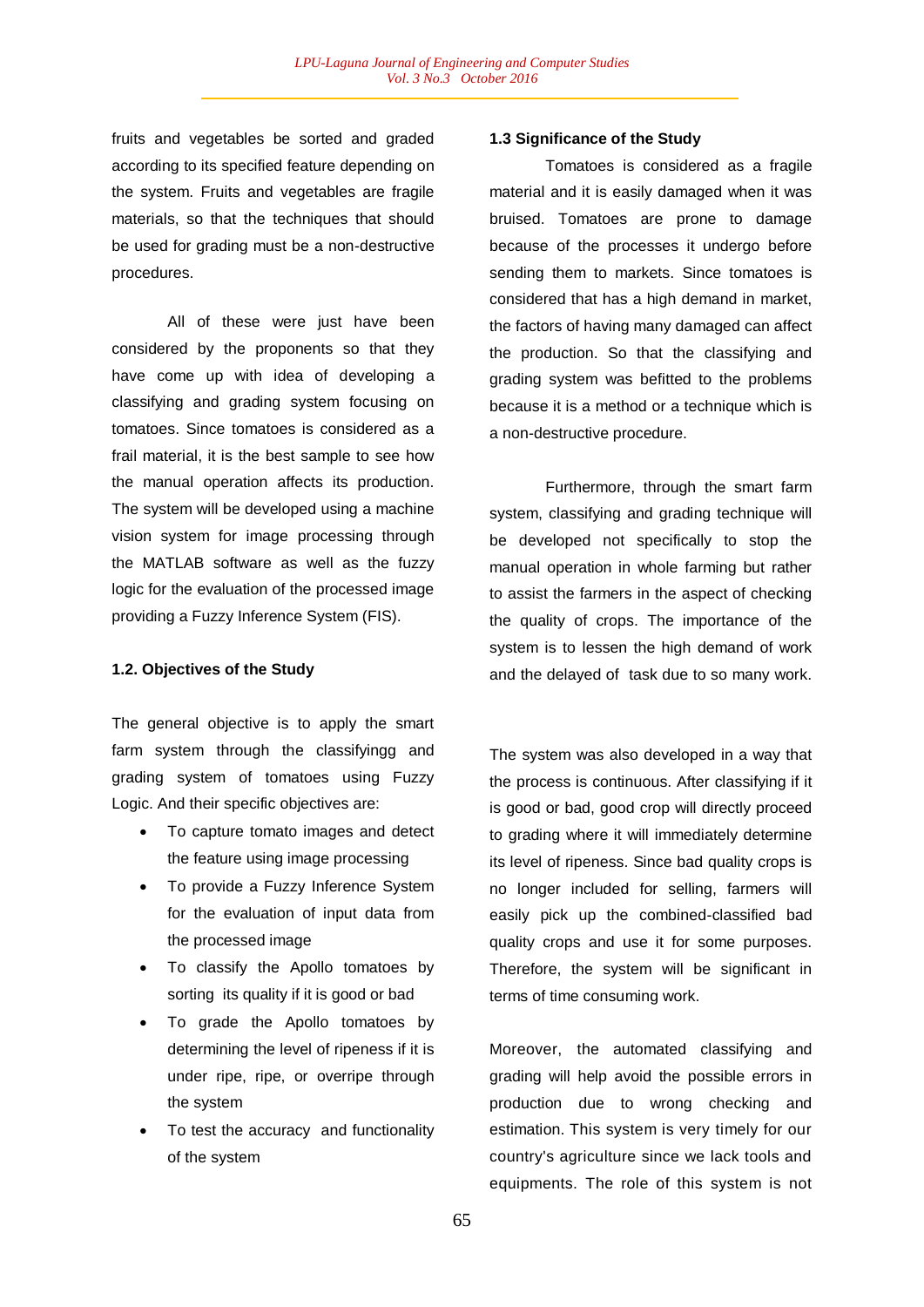fruits and vegetables be sorted and graded according to its specified feature depending on the system. Fruits and vegetables are fragile materials, so that the techniques that should be used for grading must be a non-destructive procedures.

All of these were just have been considered by the proponents so that they have come up with idea of developing a classifying and grading system focusing on tomatoes. Since tomatoes is considered as a frail material, it is the best sample to see how the manual operation affects its production. The system will be developed using a machine vision system for image processing through the MATLAB software as well as the fuzzy logic for the evaluation of the processed image providing a Fuzzy Inference System (FIS).

### 1.2. Objectives of the Study

The general objective is to apply the smart farm system through the classifyingg and grading system of tomatoes using Fuzzy Logic. And their specific objectives are:

- To capture tomato images and detect the feature using image processing
- To provide a Fuzzy Inference System for the evaluation of input data from the processed image
- To classify the Apollo tomatoes by sorting its quality if it is good or bad
- To grade the Apollo tomatoes by determining the level of ripeness if it is under ripe, ripe, or overripe through the system
- To test the accuracy and functionality of the system

### 1.3 Significance of the Study

Tomatoes is considered as a fragile material and it is easily damaged when it was bruised. Tomatoes are prone to damage because of the processes it undergo before sending them to markets. Since tomatoes is considered that has a high demand in market, the factors of having many damaged can affect the production. So that the classifying and grading system was befitted to the problems because it is a method or a technique which is a non-destructive procedure.

Furthermore, through the smart farm system, classifying and grading technique will be developed not specifically to stop the manual operation in whole farming but rather to assist the farmers in the aspect of checking the quality of crops. The importance of the system is to lessen the high demand of work and the delayed of task due to so many work.

The system was also developed in a way that the process is continuous. After classifying if it is good or bad, good crop will directly proceed to grading where it will immediately determine its level of ripeness. Since bad quality crops is no longer included for selling, farmers will easily pick up the combined-classified bad quality crops and use it for some purposes. Therefore, the system will be significant in terms of time consuming work.

Moreover, the automated classifying and grading will help avoid the possible errors in production due to wrong checking and estimation. This system is very timely for our country's agriculture since we lack tools and equipments. The role of this system is not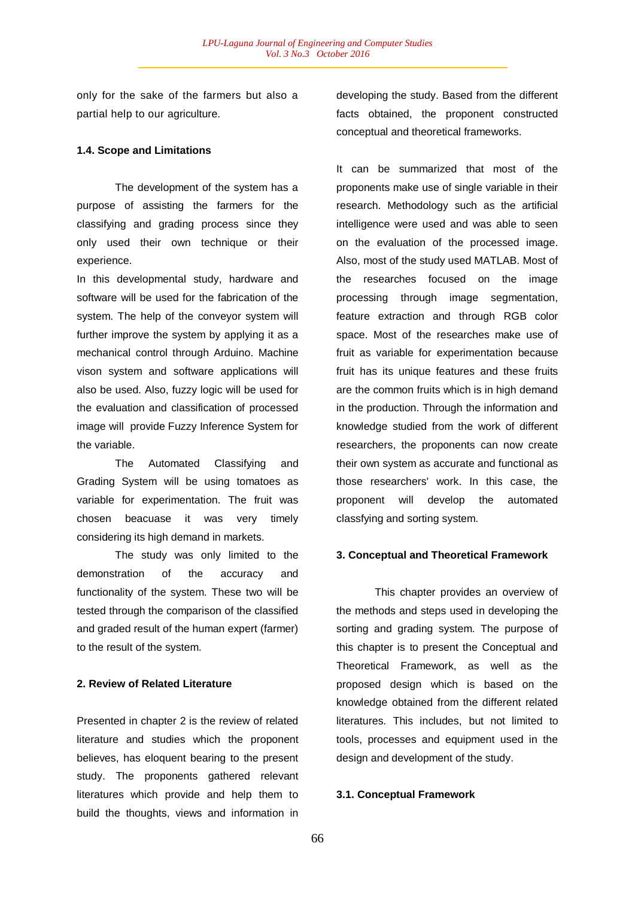only for the sake of the farmers but also a partial help to our agriculture.

### 1.4. Scope and Limitations

The development of the system has a purpose of assisting the farmers for the classifying and grading process since they only used their own technique or their experience.

In this developmental study, hardware and software will be used for the fabrication of the system. The help of the conveyor system will further improve the system by applying it as a mechanical control through Arduino. Machine vison system and software applications will also be used. Also, fuzzy logic will be used for the evaluation and classification of processed image will provide Fuzzy Inference System for the variable.

The Automated Classifying and Grading System will be using tomatoes as variable for experimentation. The fruit was chosen beacuase it was very timely considering its high demand in markets.

The study was only limited to the demonstration of the accuracy and functionality of the system. These two will be tested through the comparison of the classified and graded result of the human expert (farmer) to the result of the system.

## 2. Review of Related Literature

Presented in chapter 2 is the review of related literature and studies which the proponent believes, has eloquent bearing to the present study. The proponents gathered relevant literatures which provide and help them to build the thoughts, views and information in developing the study. Based from the different facts obtained, the proponent constructed conceptual and theoretical frameworks.

It can be summarized that most of the proponents make use of single variable in their research. Methodology such as the artificial intelligence were used and was able to seen on the evaluation of the processed image. Also, most of the study used MATLAB. Most of the researches focused on the image processing through image segmentation, feature extraction and through RGB color space. Most of the researches make use of fruit as variable for experimentation because fruit has its unique features and these fruits are the common fruits which is in high demand in the production. Through the information and knowledge studied from the work of different researchers, the proponents can now create their own system as accurate and functional as those researchers' work. In this case, the proponent will develop the automated classfying and sorting system.

## 3. Conceptual and Theoretical Framework

This chapter provides an overview of the methods and steps used in developing the sorting and grading system. The purpose of this chapter is to present the Conceptual and Theoretical Framework, as well as the proposed design which is based on the knowledge obtained from the different related literatures. This includes, but not limited to tools, processes and equipment used in the design and development of the study.

### 3.1. Conceptual Framework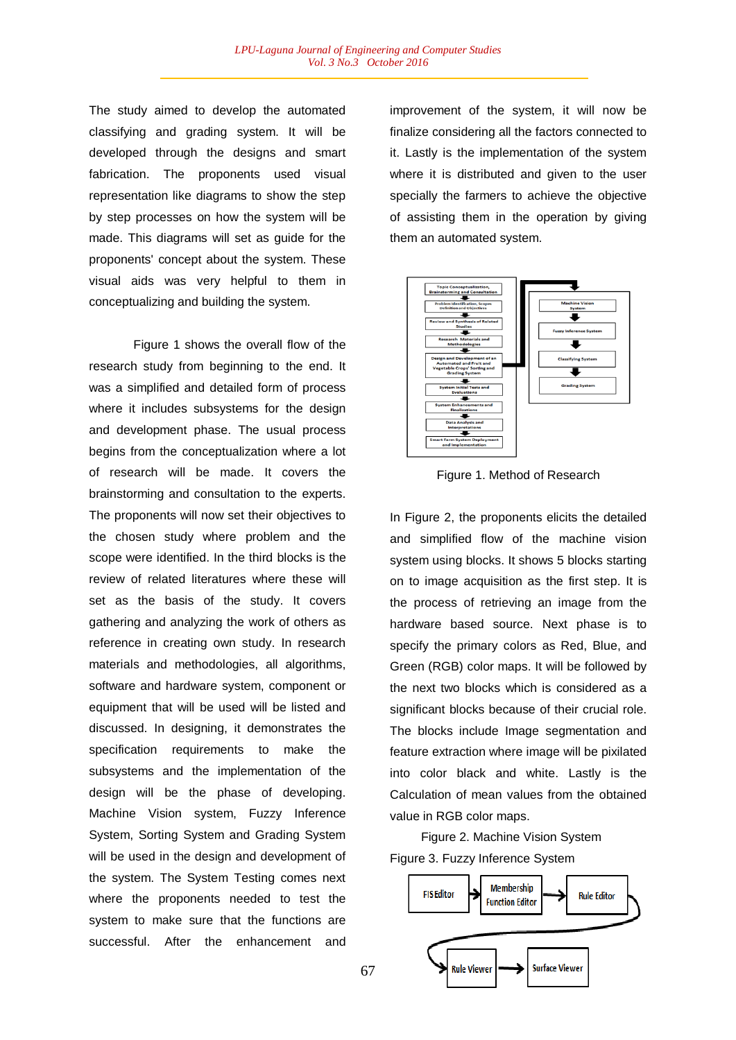The study aimed to develop the automated classifying and grading system. It will be developed through the designs and smart fabrication. The proponents used visual representation like diagrams to show the step by step processes on how the system will be made. This diagrams will set as guide for the proponents' concept about the system. These visual aids was very helpful to them in conceptualizing and building the system.

Figure 1 shows the overall flow of the research study from beginning to the end. It was a simplified and detailed form of process where it includes subsystems for the design and development phase. The usual process begins from the conceptualization where a lot of research will be made. It covers the brainstorming and consultation to the experts. The proponents will now set their objectives to the chosen study where problem and the scope were identified. In the third blocks is the review of related literatures where these will set as the basis of the study. It covers gathering and analyzing the work of others as reference in creating own study. In research materials and methodologies, all algorithms, software and hardware system, component or equipment that will be used will be listed and discussed. In designing, it demonstrates the specification requirements to make the subsystems and the implementation of the design will be the phase of developing. Machine Vision system, Fuzzy Inference System, Sorting System and Grading System will be used in the design and development of the system. The System Testing comes next where the proponents needed to test the system to make sure that the functions are successful. After the enhancement and improvement of the system, it will now be finalize considering all the factors connected to it. Lastly is the implementation of the system where it is distributed and given to the user specially the farmers to achieve the objective of assisting them in the operation by giving them an automated system.

Figure 1. Method of Research

In Figure 2, the proponents elicits the detailed and simplified flow of the machine vision system using blocks. It shows 5 blocks starting on to image acquisition as the first step. It is the process of retrieving an image from the hardware based source. Next phase is to specify the primary colors as Red, Blue, and Green (RGB) color maps. It will be followed by the next two blocks which is considered as a significant blocks because of their crucial role. The blocks include Image segmentation and feature extraction where image will be pixilated into color black and white. Lastly is the Calculation of mean values from the obtained value in RGB color maps.

Figure 2. Machine Vision System

Figure 3. Fuzzy Inference System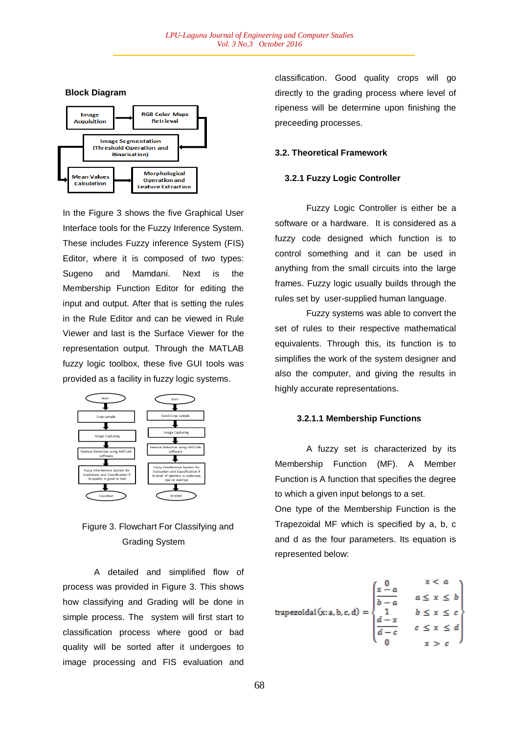**Block Diagram**

In the Figure 3 shows the five Graphical User Interface tools for the Fuzzy Inference System. These includes Fuzzy inference System (FIS) Editor, where it is composed of two types: Sugeno and Mamdani. Next is the Membership Function Editor for editing the input and output. After that is setting the rules in the Rule Editor and can be viewed in Rule Viewer and last is the Surface Viewer for the representation output. Through the MATLAB fuzzy logic toolbox, these five GUI tools was provided as a facility in fuzzy logic systems.

Figure 3. Flowchart For Classifying and Grading System

A detailed and simplified flow of process was provided in Figure 3. This shows how classifying and Grading will be done in simple process. The system will first start to classification process where good or bad quality will be sorted after it undergoes to image processing and FIS evaluation and classification. Good quality crops will go directly to the grading process where level of ripeness will be determine upon finishing the preceeding processes.

### 3.2. Theoretical Framework

#### 3.2.1 Fuzzy Logic Controller

Fuzzy Logic Controller is either be a software or a hardware. It is considered as a fuzzy code designed which function is to control something and it can be used in anything from the small circuits into the large frames. Fuzzy logic usually builds through the rules set by user-supplied human language.

Fuzzy systems was able to convert the set of rules to their respective mathematical equivalents. Through this, its function is to simplifies the work of the system designer and also the computer, and giving the results in highly accurate representations.

##### 3.2.1.1 Membership Functions

A fuzzy set is characterized by its Membership Function (MF). A Member Function is A function that specifies the degree to which a given input belongs to a set.

One type of the Membership Function is the Trapezoidal MF which is specified by a, b, c and d as the four parameters. Its equation is represented below:

$$\text{trapezoidal}(x; a, b, c, d) = \begin{cases} 0 & x < a \\ \dfrac{x-a}{b-a} & a \leq x \leq b \\ 1 & b \leq x \leq c \\ \dfrac{d-x}{d-c} & c \leq x \leq d \\ 0 & x > c \end{cases}$$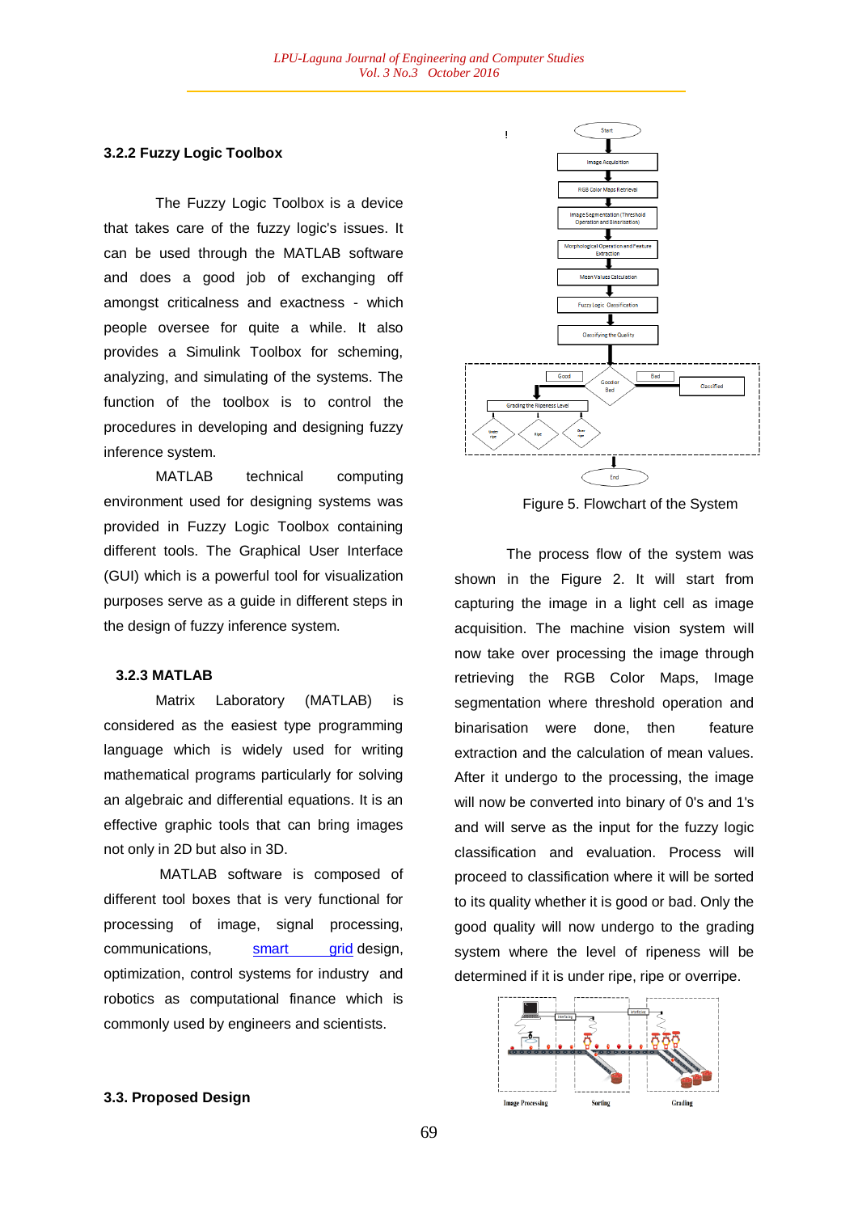### 3.2.2 Fuzzy Logic Toolbox

The Fuzzy Logic Toolbox is a device that takes care of the fuzzy logic's issues. It can be used through the MATLAB software and does a good job of exchanging off amongst criticalness and exactness - which people oversee for quite a while. It also provides a Simulink Toolbox for scheming, analyzing, and simulating of the systems. The function of the toolbox is to control the procedures in developing and designing fuzzy inference system.

MATLAB technical computing environment used for designing systems was provided in Fuzzy Logic Toolbox containing different tools. The Graphical User Interface (GUI) which is a powerful tool for visualization purposes serve as a guide in different steps in the design of fuzzy inference system.

### 3.2.3 MATLAB

Matrix Laboratory (MATLAB) is considered as the easiest type programming language which is widely used for writing mathematical programs particularly for solving an algebraic and differential equations. It is an effective graphic tools that can bring images not only in 2D but also in 3D.

MATLAB software is composed of different tool boxes that is very functional for processing of image, signal processing, communications, smart grid design, optimization, control systems for industry and robotics as computational finance which is commonly used by engineers and scientists.

## 3.3. Proposed Design

Figure 5. Flowchart of the System

The process flow of the system was shown in the Figure 2. It will start from capturing the image in a light cell as image acquisition. The machine vision system will now take over processing the image through retrieving the RGB Color Maps, Image segmentation where threshold operation and binarisation were done, then feature extraction and the calculation of mean values. After it undergo to the processing, the image will now be converted into binary of 0's and 1's and will serve as the input for the fuzzy logic classification and evaluation. Process will proceed to classification where it will be sorted to its quality whether it is good or bad. Only the good quality will now undergo to the grading system where the level of ripeness will be determined if it is under ripe, ripe or overripe.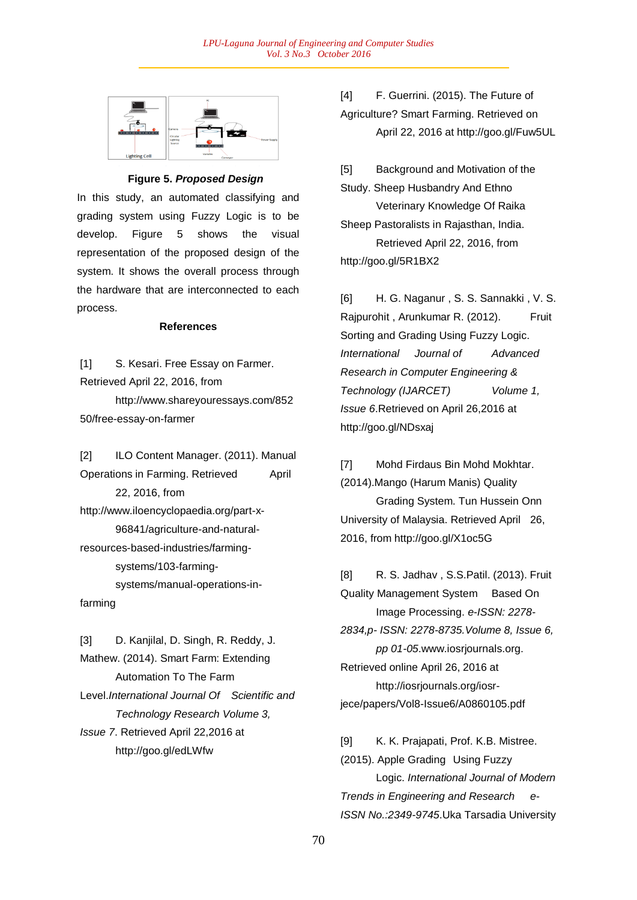**Figure 5.** ***Proposed Design***

In this study, an automated classifying and grading system using Fuzzy Logic is to be develop. Figure 5 shows the visual representation of the proposed design of the system. It shows the overall process through the hardware that are interconnected to each process.

## References

[1] S. Kesari. Free Essay on Farmer. Retrieved April 22, 2016, from http://www.shareyouressays.com/85250/free-essay-on-farmer

[2] ILO Content Manager. (2011). Manual Operations in Farming. Retrieved April 22, 2016, from http://www.iloencyclopaedia.org/part-x-96841/agriculture-and-natural-resources-based-industries/farming-systems/103-farming-systems/manual-operations-in-farming

[3] D. Kanjilal, D. Singh, R. Reddy, J. Mathew. (2014). Smart Farm: Extending Automation To The Farm Level.*International Journal Of Scientific and Technology Research Volume 3, Issue 7*. Retrieved April 22,2016 at http://goo.gl/edLWfw

[4] F. Guerrini. (2015). The Future of Agriculture? Smart Farming. Retrieved on April 22, 2016 at http://goo.gl/Fuw5UL

[5] Background and Motivation of the Study. Sheep Husbandry And Ethno Veterinary Knowledge Of Raika Sheep Pastoralists in Rajasthan, India. Retrieved April 22, 2016, from http://goo.gl/5R1BX2

[6] H. G. Naganur , S. S. Sannakki , V. S. Rajpurohit , Arunkumar R. (2012). Fruit Sorting and Grading Using Fuzzy Logic. *International Journal of Advanced Research in Computer Engineering & Technology (IJARCET) Volume 1, Issue 6*.Retrieved on April 26,2016 at http://goo.gl/NDsxaj

[7] Mohd Firdaus Bin Mohd Mokhtar. (2014).Mango (Harum Manis) Quality Grading System. Tun Hussein Onn University of Malaysia. Retrieved April 26, 2016, from http://goo.gl/X1oc5G

[8] R. S. Jadhav , S.S.Patil. (2013). Fruit Quality Management System Based On Image Processing. *e-ISSN: 2278-2834,p- ISSN: 2278-8735.Volume 8, Issue 6, pp 01-05*.www.iosrjournals.org. Retrieved online April 26, 2016 at http://iosrjournals.org/iosr-jece/papers/Vol8-Issue6/A0860105.pdf

[9] K. K. Prajapati, Prof. K.B. Mistree. (2015). Apple Grading Using Fuzzy Logic. *International Journal of Modern Trends in Engineering and Research e-ISSN No.:2349-9745*.Uka Tarsadia University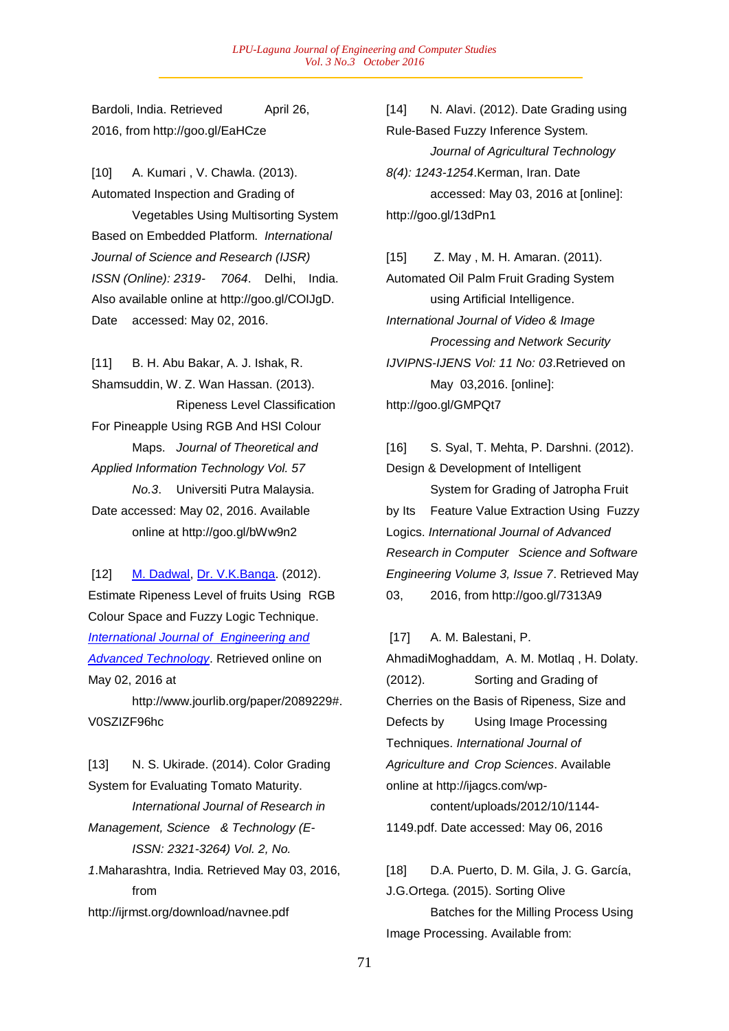Bardoli, India. Retrieved April 26, 2016, from http://goo.gl/EaHCze

[10] A. Kumari , V. Chawla. (2013). Automated Inspection and Grading of Vegetables Using Multisorting System Based on Embedded Platform. *International Journal of Science and Research (IJSR) ISSN (Online): 2319- 7064*. Delhi, India. Also available online at http://goo.gl/COIJgD. Date accessed: May 02, 2016.

[11] B. H. Abu Bakar, A. J. Ishak, R. Shamsuddin, W. Z. Wan Hassan. (2013). Ripeness Level Classification For Pineapple Using RGB And HSI Colour Maps. *Journal of Theoretical and Applied Information Technology Vol. 57 No.3*. Universiti Putra Malaysia. Date accessed: May 02, 2016. Available online at http://goo.gl/bWw9n2

[12] M. Dadwal, Dr. V.K.Banga. (2012). Estimate Ripeness Level of fruits Using RGB Colour Space and Fuzzy Logic Technique. *International Journal of Engineering and Advanced Technology*. Retrieved online on May 02, 2016 at http://www.jourlib.org/paper/2089229#.V0SZIZF96hc

[13] N. S. Ukirade. (2014). Color Grading System for Evaluating Tomato Maturity. *International Journal of Research in Management, Science & Technology (E-ISSN: 2321-3264) Vol. 2, No. 1*.Maharashtra, India. Retrieved May 03, 2016, from http://ijrmst.org/download/navnee.pdf

[14] N. Alavi. (2012). Date Grading using Rule-Based Fuzzy Inference System. *Journal of Agricultural Technology 8(4): 1243-1254*.Kerman, Iran. Date accessed: May 03, 2016 at [online]: http://goo.gl/13dPn1

[15] Z. May , M. H. Amaran. (2011). Automated Oil Palm Fruit Grading System using Artificial Intelligence. *International Journal of Video & Image Processing and Network Security IJVIPNS-IJENS Vol: 11 No: 03*.Retrieved on May 03,2016. [online]: http://goo.gl/GMPQt7

[16] S. Syal, T. Mehta, P. Darshni. (2012). Design & Development of Intelligent System for Grading of Jatropha Fruit by Its Feature Value Extraction Using Fuzzy Logics. *International Journal of Advanced Research in Computer Science and Software Engineering Volume 3, Issue 7*. Retrieved May 03, 2016, from http://goo.gl/7313A9

[17] A. M. Balestani, P. AhmadiMoghaddam, A. M. Motlaq , H. Dolaty. (2012). Sorting and Grading of Cherries on the Basis of Ripeness, Size and Defects by Using Image Processing Techniques. *International Journal of Agriculture and Crop Sciences*. Available online at http://ijagcs.com/wp-content/uploads/2012/10/1144-1149.pdf. Date accessed: May 06, 2016

[18] D.A. Puerto, D. M. Gila, J. G. García, J.G.Ortega. (2015). Sorting Olive Batches for the Milling Process Using Image Processing. Available from: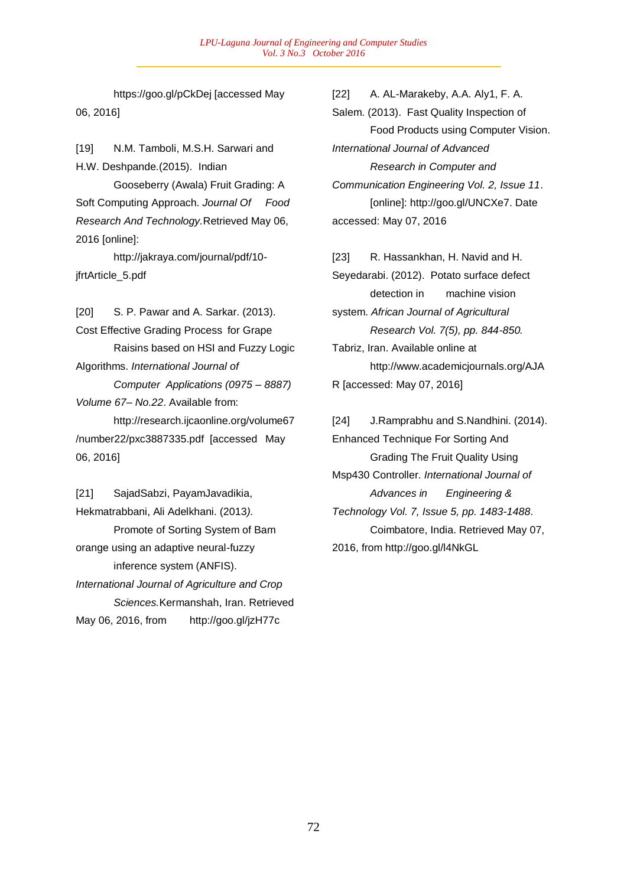https://goo.gl/pCkDej [accessed May 06, 2016]

[19] N.M. Tamboli, M.S.H. Sarwari and H.W. Deshpande.(2015). Indian Gooseberry (Awala) Fruit Grading: A Soft Computing Approach. *Journal Of Food Research And Technology.* Retrieved May 06, 2016 [online]: http://jakraya.com/journal/pdf/10-jfrtArticle_5.pdf

[20] S. P. Pawar and A. Sarkar. (2013). Cost Effective Grading Process for Grape Raisins based on HSI and Fuzzy Logic Algorithms. *International Journal of Computer Applications (0975 – 8887) Volume 67– No.22*. Available from: http://research.ijcaonline.org/volume67/number22/pxc3887335.pdf [accessed May 06, 2016]

[21] SajadSabzi, PayamJavadikia, Hekmatrabbani, Ali Adelkhani. (2013*).* Promote of Sorting System of Bam orange using an adaptive neural-fuzzy inference system (ANFIS). *International Journal of Agriculture and Crop Sciences.* Kermanshah, Iran. Retrieved May 06, 2016, from http://goo.gl/jzH77c

[22] A. AL-Marakeby, A.A. Aly1, F. A. Salem. (2013). Fast Quality Inspection of Food Products using Computer Vision. *International Journal of Advanced Research in Computer and Communication Engineering Vol. 2, Issue 11*. [online]: http://goo.gl/UNCXe7. Date accessed: May 07, 2016

[23] R. Hassankhan, H. Navid and H. Seyedarabi. (2012). Potato surface defect detection in machine vision system. *African Journal of Agricultural Research Vol. 7(5), pp. 844-850.* Tabriz, Iran. Available online at http://www.academicjournals.org/AJAR [accessed: May 07, 2016]

[24] J.Ramprabhu and S.Nandhini. (2014). Enhanced Technique For Sorting And Grading The Fruit Quality Using Msp430 Controller. *International Journal of Advances in Engineering & Technology Vol. 7, Issue 5, pp. 1483-1488*. Coimbatore, India. Retrieved May 07, 2016, from http://goo.gl/l4NkGL